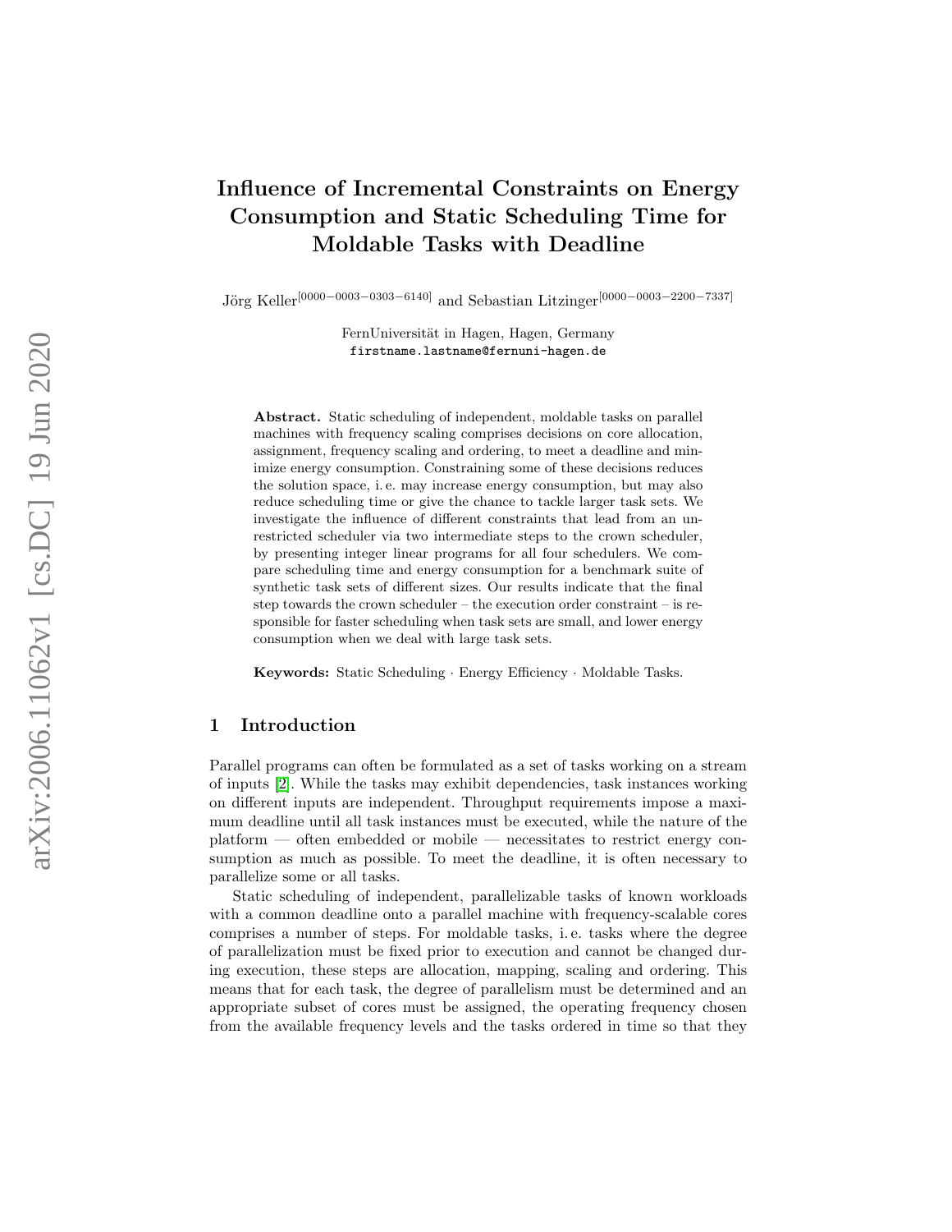# Influence of Incremental Constraints on Energy Consumption and Static Scheduling Time for Moldable Tasks with Deadline

Jörg Keller[0000−0003−0303−6140] and Sebastian Litzinger[0000−0003−2200−7337]

FernUniversität in Hagen, Hagen, Germany
firstname.lastname@fernuni-hagen.de

**Abstract.** Static scheduling of independent, moldable tasks on parallel machines with frequency scaling comprises decisions on core allocation, assignment, frequency scaling and ordering, to meet a deadline and minimize energy consumption. Constraining some of these decisions reduces the solution space, i. e. may increase energy consumption, but may also reduce scheduling time or give the chance to tackle larger task sets. We investigate the influence of different constraints that lead from an unrestricted scheduler via two intermediate steps to the crown scheduler, by presenting integer linear programs for all four schedulers. We compare scheduling time and energy consumption for a benchmark suite of synthetic task sets of different sizes. Our results indicate that the final step towards the crown scheduler – the execution order constraint – is responsible for faster scheduling when task sets are small, and lower energy consumption when we deal with large task sets.

**Keywords:** Static Scheduling · Energy Efficiency · Moldable Tasks.

## 1 Introduction

Parallel programs can often be formulated as a set of tasks working on a stream of inputs [2]. While the tasks may exhibit dependencies, task instances working on different inputs are independent. Throughput requirements impose a maximum deadline until all task instances must be executed, while the nature of the platform — often embedded or mobile — necessitates to restrict energy consumption as much as possible. To meet the deadline, it is often necessary to parallelize some or all tasks.

Static scheduling of independent, parallelizable tasks of known workloads with a common deadline onto a parallel machine with frequency-scalable cores comprises a number of steps. For moldable tasks, i. e. tasks where the degree of parallelization must be fixed prior to execution and cannot be changed during execution, these steps are allocation, mapping, scaling and ordering. This means that for each task, the degree of parallelism must be determined and an appropriate subset of cores must be assigned, the operating frequency chosen from the available frequency levels and the tasks ordered in time so that they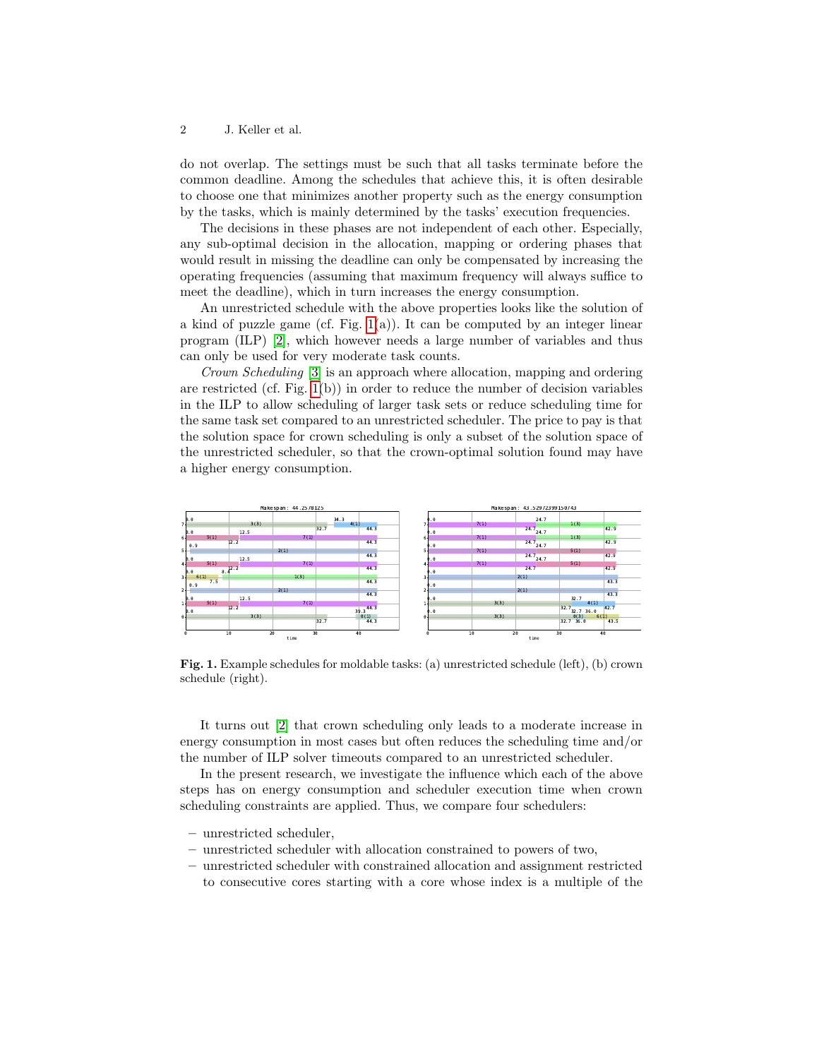do not overlap. The settings must be such that all tasks terminate before the common deadline. Among the schedules that achieve this, it is often desirable to choose one that minimizes another property such as the energy consumption by the tasks, which is mainly determined by the tasks' execution frequencies.

The decisions in these phases are not independent of each other. Especially, any sub-optimal decision in the allocation, mapping or ordering phases that would result in missing the deadline can only be compensated by increasing the operating frequencies (assuming that maximum frequency will always suffice to meet the deadline), which in turn increases the energy consumption.

An unrestricted schedule with the above properties looks like the solution of a kind of puzzle game (cf. Fig. 1(a)). It can be computed by an integer linear program (ILP) [2], which however needs a large number of variables and thus can only be used for very moderate task counts.

*Crown Scheduling* [3] is an approach where allocation, mapping and ordering are restricted (cf. Fig. 1(b)) in order to reduce the number of decision variables in the ILP to allow scheduling of larger task sets or reduce scheduling time for the same task set compared to an unrestricted scheduler. The price to pay is that the solution space for crown scheduling is only a subset of the solution space of the unrestricted scheduler, so that the crown-optimal solution found may have a higher energy consumption.

**Fig. 1.** Example schedules for moldable tasks: (a) unrestricted schedule (left), (b) crown schedule (right).

It turns out [2] that crown scheduling only leads to a moderate increase in energy consumption in most cases but often reduces the scheduling time and/or the number of ILP solver timeouts compared to an unrestricted scheduler.

In the present research, we investigate the influence which each of the above steps has on energy consumption and scheduler execution time when crown scheduling constraints are applied. Thus, we compare four schedulers:

– unrestricted scheduler,
– unrestricted scheduler with allocation constrained to powers of two,
– unrestricted scheduler with constrained allocation and assignment restricted to consecutive cores starting with a core whose index is a multiple of the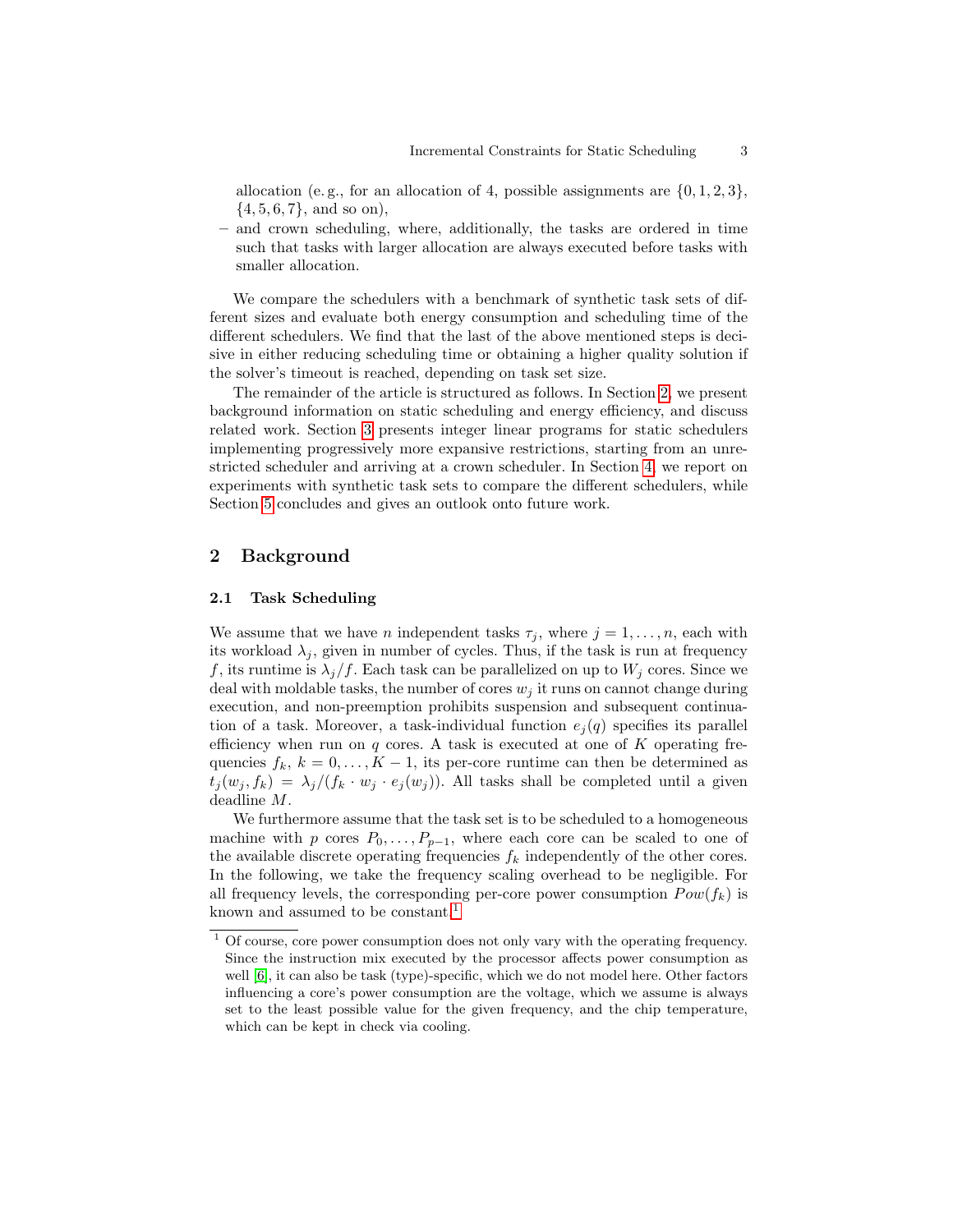allocation (e. g., for an allocation of 4, possible assignments are $\{0, 1, 2, 3\}$, $\{4, 5, 6, 7\}$, and so on),
- and crown scheduling, where, additionally, the tasks are ordered in time such that tasks with larger allocation are always executed before tasks with smaller allocation.

We compare the schedulers with a benchmark of synthetic task sets of different sizes and evaluate both energy consumption and scheduling time of the different schedulers. We find that the last of the above mentioned steps is decisive in either reducing scheduling time or obtaining a higher quality solution if the solver's timeout is reached, depending on task set size.

The remainder of the article is structured as follows. In Section 2, we present background information on static scheduling and energy efficiency, and discuss related work. Section 3 presents integer linear programs for static schedulers implementing progressively more expansive restrictions, starting from an unrestricted scheduler and arriving at a crown scheduler. In Section 4, we report on experiments with synthetic task sets to compare the different schedulers, while Section 5 concludes and gives an outlook onto future work.

## 2 Background

### 2.1 Task Scheduling

We assume that we have $n$ independent tasks $\tau_j$, where $j = 1, \ldots, n$, each with its workload $\lambda_j$, given in number of cycles. Thus, if the task is run at frequency $f$, its runtime is $\lambda_j / f$. Each task can be parallelized on up to $W_j$ cores. Since we deal with moldable tasks, the number of cores $w_j$ it runs on cannot change during execution, and non-preemption prohibits suspension and subsequent continuation of a task. Moreover, a task-individual function $e_j(q)$ specifies its parallel efficiency when run on $q$ cores. A task is executed at one of $K$ operating frequencies $f_k$, $k = 0, \ldots, K-1$, its per-core runtime can then be determined as $t_j(w_j, f_k) = \lambda_j / (f_k \cdot w_j \cdot e_j(w_j))$. All tasks shall be completed until a given deadline $M$.

We furthermore assume that the task set is to be scheduled to a homogeneous machine with $p$ cores $P_0, \ldots, P_{p-1}$, where each core can be scaled to one of the available discrete operating frequencies $f_k$ independently of the other cores. In the following, we take the frequency scaling overhead to be negligible. For all frequency levels, the corresponding per-core power consumption $Pow(f_k)$ is known and assumed to be constant.[1]

[1] Of course, core power consumption does not only vary with the operating frequency. Since the instruction mix executed by the processor affects power consumption as well [6], it can also be task (type)-specific, which we do not model here. Other factors influencing a core's power consumption are the voltage, which we assume is always set to the least possible value for the given frequency, and the chip temperature, which can be kept in check via cooling.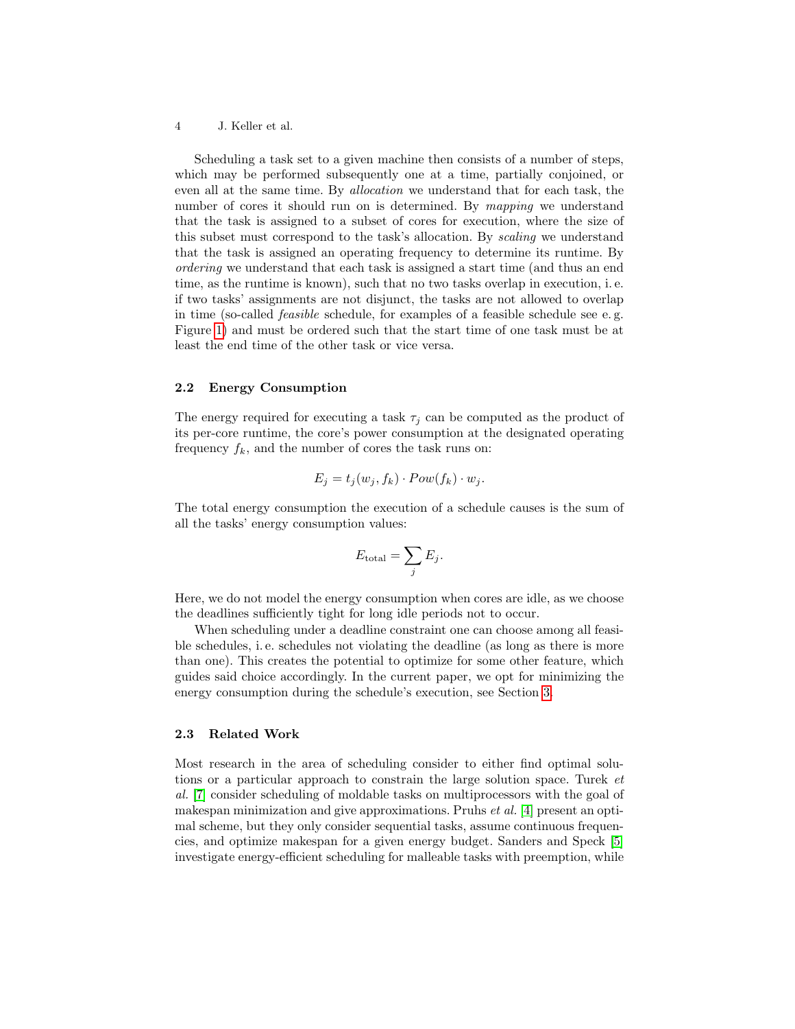Scheduling a task set to a given machine then consists of a number of steps, which may be performed subsequently one at a time, partially conjoined, or even all at the same time. By *allocation* we understand that for each task, the number of cores it should run on is determined. By *mapping* we understand that the task is assigned to a subset of cores for execution, where the size of this subset must correspond to the task's allocation. By *scaling* we understand that the task is assigned an operating frequency to determine its runtime. By *ordering* we understand that each task is assigned a start time (and thus an end time, as the runtime is known), such that no two tasks overlap in execution, i. e. if two tasks' assignments are not disjunct, the tasks are not allowed to overlap in time (so-called *feasible* schedule, for examples of a feasible schedule see e. g. Figure 1) and must be ordered such that the start time of one task must be at least the end time of the other task or vice versa.

### 2.2 Energy Consumption

The energy required for executing a task $\tau_j$ can be computed as the product of its per-core runtime, the core's power consumption at the designated operating frequency $f_k$, and the number of cores the task runs on:

$$E_j = t_j(w_j, f_k) \cdot Pow(f_k) \cdot w_j.$$

The total energy consumption the execution of a schedule causes is the sum of all the tasks' energy consumption values:

$$E_{\text{total}} = \sum_j E_j.$$

Here, we do not model the energy consumption when cores are idle, as we choose the deadlines sufficiently tight for long idle periods not to occur.

When scheduling under a deadline constraint one can choose among all feasible schedules, i. e. schedules not violating the deadline (as long as there is more than one). This creates the potential to optimize for some other feature, which guides said choice accordingly. In the current paper, we opt for minimizing the energy consumption during the schedule's execution, see Section 3.

### 2.3 Related Work

Most research in the area of scheduling consider to either find optimal solutions or a particular approach to constrain the large solution space. Turek *et al.* [7] consider scheduling of moldable tasks on multiprocessors with the goal of makespan minimization and give approximations. Pruhs *et al.* [4] present an optimal scheme, but they only consider sequential tasks, assume continuous frequencies, and optimize makespan for a given energy budget. Sanders and Speck [5] investigate energy-efficient scheduling for malleable tasks with preemption, while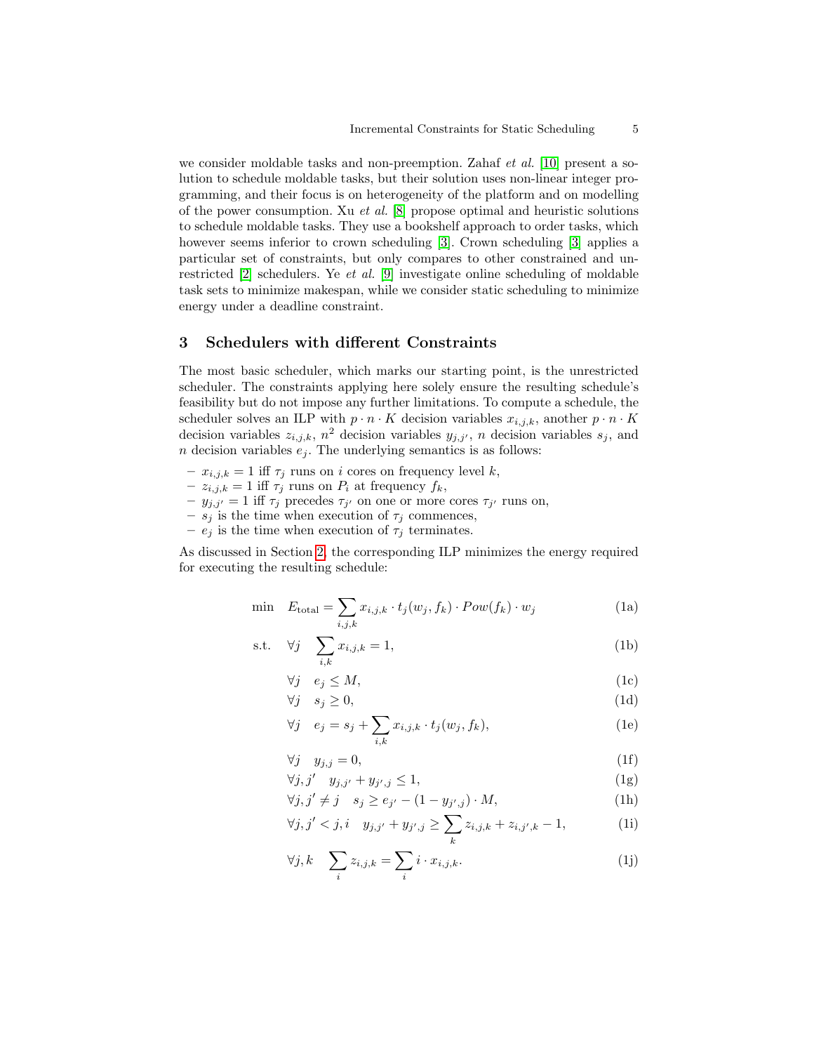we consider moldable tasks and non-preemption. Zahaf *et al.* [10] present a solution to schedule moldable tasks, but their solution uses non-linear integer programming, and their focus is on heterogeneity of the platform and on modelling of the power consumption. Xu *et al.* [8] propose optimal and heuristic solutions to schedule moldable tasks. They use a bookshelf approach to order tasks, which however seems inferior to crown scheduling [3]. Crown scheduling [3] applies a particular set of constraints, but only compares to other constrained and unrestricted [2] schedulers. Ye *et al.* [9] investigate online scheduling of moldable task sets to minimize makespan, while we consider static scheduling to minimize energy under a deadline constraint.

## 3 Schedulers with different Constraints

The most basic scheduler, which marks our starting point, is the unrestricted scheduler. The constraints applying here solely ensure the resulting schedule's feasibility but do not impose any further limitations. To compute a schedule, the scheduler solves an ILP with $p \cdot n \cdot K$ decision variables $x_{i,j,k}$, another $p \cdot n \cdot K$ decision variables $z_{i,j,k}$, $n^2$ decision variables $y_{j,j'}$, $n$ decision variables $s_j$, and $n$ decision variables $e_j$. The underlying semantics is as follows:

- $x_{i,j,k} = 1$ iff $\tau_j$ runs on $i$ cores on frequency level $k$,
- $z_{i,j,k} = 1$ iff $\tau_j$ runs on $P_i$ at frequency $f_k$,
- $y_{j,j'} = 1$ iff $\tau_j$ precedes $\tau_{j'}$ on one or more cores $\tau_{j'}$ runs on,
- $s_j$ is the time when execution of $\tau_j$ commences,
- $e_j$ is the time when execution of $\tau_j$ terminates.

As discussed in Section 2, the corresponding ILP minimizes the energy required for executing the resulting schedule:

$$\min \quad E_{\text{total}} = \sum_{i,j,k} x_{i,j,k} \cdot t_j(w_j, f_k) \cdot Pow(f_k) \cdot w_j \tag{1a}$$

$$\text{s.t.} \quad \forall j \quad \sum_{i,k} x_{i,j,k} = 1, \tag{1b}$$

$$\forall j \quad e_j \leq M, \tag{1c}$$

$$\forall j \quad s_j \geq 0, \tag{1d}$$

$$\forall j \quad e_j = s_j + \sum_{i,k} x_{i,j,k} \cdot t_j(w_j, f_k), \tag{1e}$$

$$\forall j \quad y_{j,j} = 0, \tag{1f}$$

$$\forall j, j' \quad y_{j,j'} + y_{j',j} \leq 1, \tag{1g}$$

$$\forall j, j' \neq j \quad s_j \geq e_{j'} - (1 - y_{j',j}) \cdot M, \tag{1h}$$

$$\forall j, j' < j, i \quad y_{j,j'} + y_{j',j} \geq \sum_k z_{i,j,k} + z_{i,j',k} - 1, \tag{1i}$$

$$\forall j, k \quad \sum_i z_{i,j,k} = \sum_i i \cdot x_{i,j,k}. \tag{1j}$$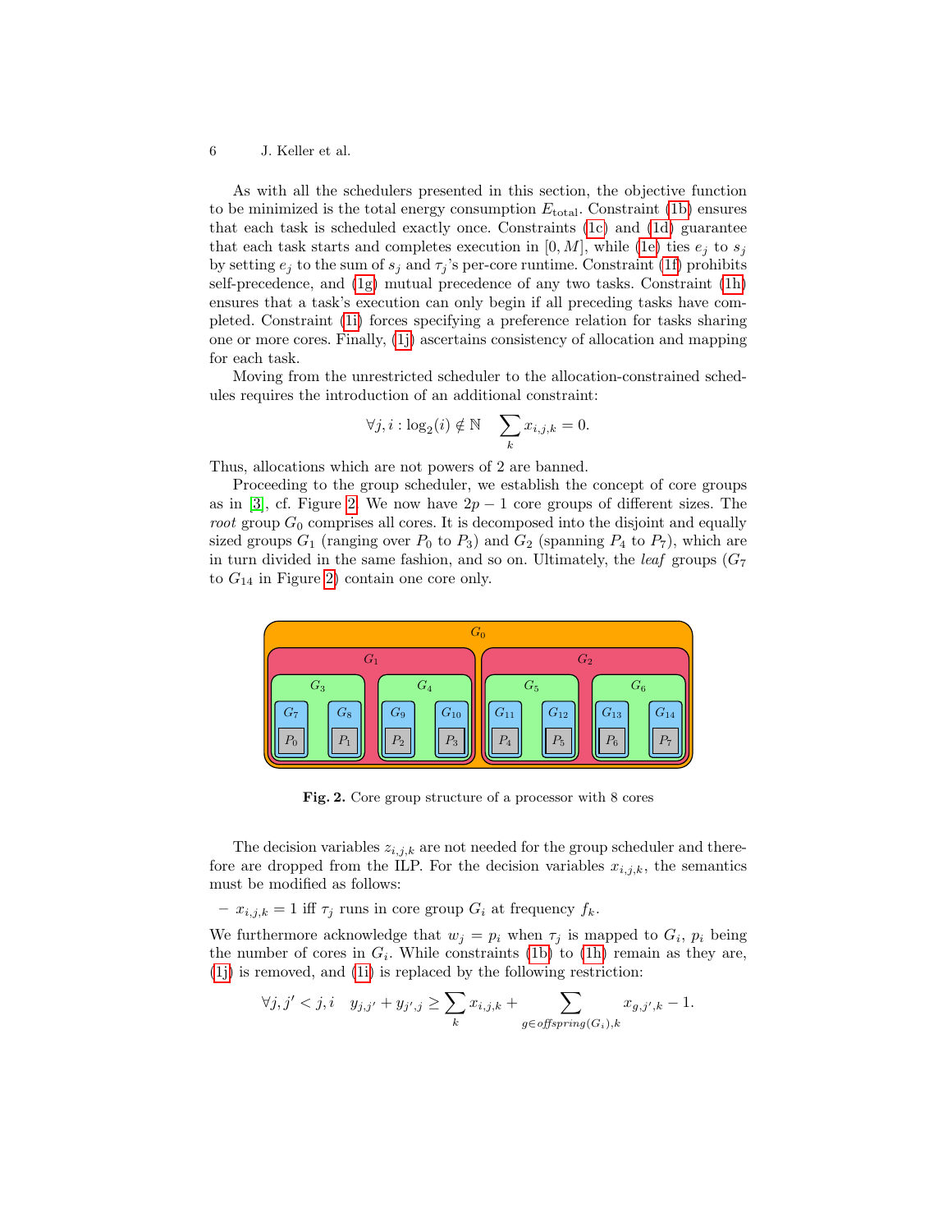As with all the schedulers presented in this section, the objective function to be minimized is the total energy consumption $E_{\text{total}}$. Constraint (1b) ensures that each task is scheduled exactly once. Constraints (1c) and (1d) guarantee that each task starts and completes execution in $[0, M]$, while (1e) ties $e_j$ to $s_j$ by setting $e_j$ to the sum of $s_j$ and $\tau_j$'s per-core runtime. Constraint (1f) prohibits self-precedence, and (1g) mutual precedence of any two tasks. Constraint (1h) ensures that a task's execution can only begin if all preceding tasks have completed. Constraint (1i) forces specifying a preference relation for tasks sharing one or more cores. Finally, (1j) ascertains consistency of allocation and mapping for each task.

Moving from the unrestricted scheduler to the allocation-constrained schedules requires the introduction of an additional constraint:

$$\forall j, i : \log_2(i) \notin \mathbb{N} \quad \sum_k x_{i,j,k} = 0.$$

Thus, allocations which are not powers of 2 are banned.

Proceeding to the group scheduler, we establish the concept of core groups as in [3], cf. Figure 2. We now have $2p - 1$ core groups of different sizes. The *root* group $G_0$ comprises all cores. It is decomposed into the disjoint and equally sized groups $G_1$ (ranging over $P_0$ to $P_3$) and $G_2$ (spanning $P_4$ to $P_7$), which are in turn divided in the same fashion, and so on. Ultimately, the *leaf* groups ($G_7$ to $G_{14}$ in Figure 2) contain one core only.

**Fig. 2.** Core group structure of a processor with 8 cores

The decision variables $z_{i,j,k}$ are not needed for the group scheduler and therefore are dropped from the ILP. For the decision variables $x_{i,j,k}$, the semantics must be modified as follows:

- $x_{i,j,k} = 1$ iff $\tau_j$ runs in core group $G_i$ at frequency $f_k$.

We furthermore acknowledge that $w_j = p_i$ when $\tau_j$ is mapped to $G_i$, $p_i$ being the number of cores in $G_i$. While constraints (1b) to (1h) remain as they are, (1j) is removed, and (1i) is replaced by the following restriction:

$$\forall j, j' < j, i \quad y_{j,j'} + y_{j',j} \geq \sum_k x_{i,j,k} + \sum_{g \in \mathit{offspring}(G_i), k} x_{g,j',k} - 1.$$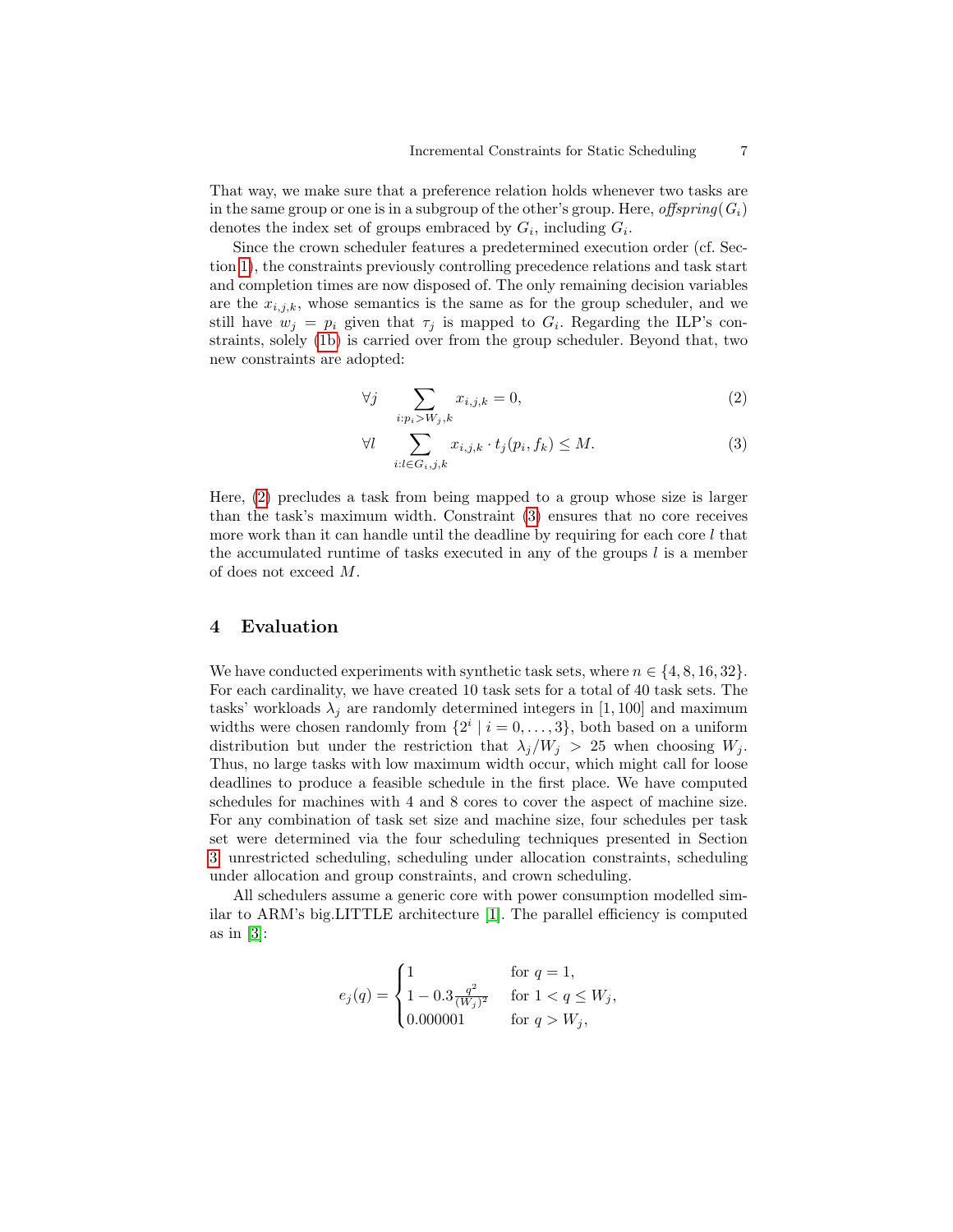That way, we make sure that a preference relation holds whenever two tasks are in the same group or one is in a subgroup of the other's group. Here, *offspring*($G_i$) denotes the index set of groups embraced by $G_i$, including $G_i$.

Since the crown scheduler features a predetermined execution order (cf. Section 1), the constraints previously controlling precedence relations and task start and completion times are now disposed of. The only remaining decision variables are the $x_{i,j,k}$, whose semantics is the same as for the group scheduler, and we still have $w_j = p_i$ given that $\tau_j$ is mapped to $G_i$. Regarding the ILP's constraints, solely (1b) is carried over from the group scheduler. Beyond that, two new constraints are adopted:

$$\forall j \quad \sum_{i:p_i > W_j, k} x_{i,j,k} = 0, \tag{2}$$

$$\forall l \quad \sum_{i:l \in G_i, j, k} x_{i,j,k} \cdot t_j(p_i, f_k) \leq M. \tag{3}$$

Here, (2) precludes a task from being mapped to a group whose size is larger than the task's maximum width. Constraint (3) ensures that no core receives more work than it can handle until the deadline by requiring for each core $l$ that the accumulated runtime of tasks executed in any of the groups $l$ is a member of does not exceed $M$.

## 4 Evaluation

We have conducted experiments with synthetic task sets, where $n \in \{4, 8, 16, 32\}$. For each cardinality, we have created 10 task sets for a total of 40 task sets. The tasks' workloads $\lambda_j$ are randomly determined integers in $[1, 100]$ and maximum widths were chosen randomly from $\{2^i \mid i = 0, \ldots, 3\}$, both based on a uniform distribution but under the restriction that $\lambda_j / W_j > 25$ when choosing $W_j$. Thus, no large tasks with low maximum width occur, which might call for loose deadlines to produce a feasible schedule in the first place. We have computed schedules for machines with 4 and 8 cores to cover the aspect of machine size. For any combination of task set size and machine size, four schedules per task set were determined via the four scheduling techniques presented in Section 3: unrestricted scheduling, scheduling under allocation constraints, scheduling under allocation and group constraints, and crown scheduling.

All schedulers assume a generic core with power consumption modelled similar to ARM's big.LITTLE architecture [1]. The parallel efficiency is computed as in [3]:

$$e_j(q) = \begin{cases} 1 & \text{for } q = 1, \\ 1 - 0.3 \frac{q^2}{(W_j)^2} & \text{for } 1 < q \leq W_j, \\ 0.000001 & \text{for } q > W_j, \end{cases}$$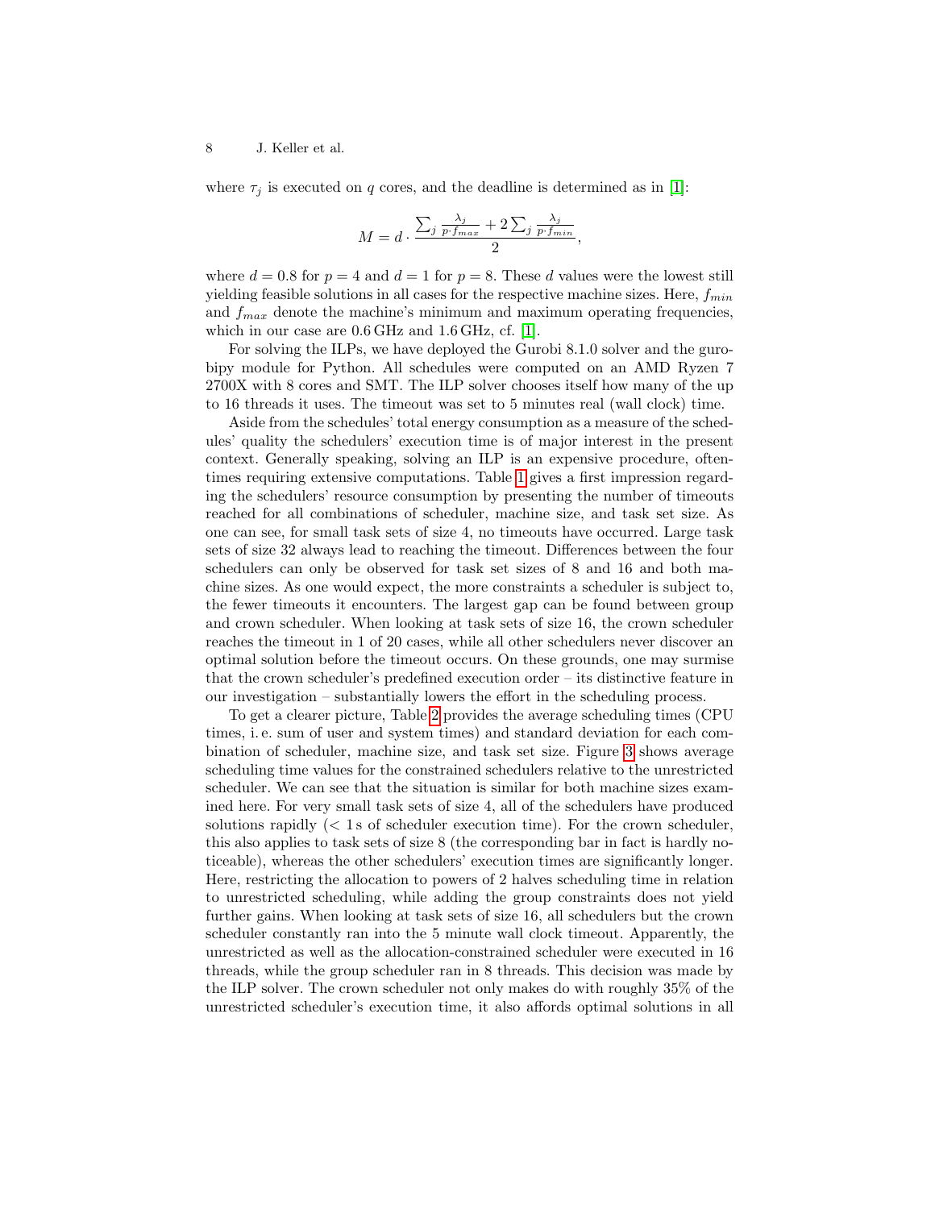where $\tau_j$ is executed on $q$ cores, and the deadline is determined as in [1]:

$$M = d \cdot \frac{\sum_j \frac{\lambda_j}{p \cdot f_{max}} + 2 \sum_j \frac{\lambda_j}{p \cdot f_{min}}}{2},$$

where $d = 0.8$ for $p = 4$ and $d = 1$ for $p = 8$. These $d$ values were the lowest still yielding feasible solutions in all cases for the respective machine sizes. Here, $f_{min}$ and $f_{max}$ denote the machine's minimum and maximum operating frequencies, which in our case are 0.6 GHz and 1.6 GHz, cf. [1].

For solving the ILPs, we have deployed the Gurobi 8.1.0 solver and the gurobipy module for Python. All schedules were computed on an AMD Ryzen 7 2700X with 8 cores and SMT. The ILP solver chooses itself how many of the up to 16 threads it uses. The timeout was set to 5 minutes real (wall clock) time.

Aside from the schedules' total energy consumption as a measure of the schedules' quality the schedulers' execution time is of major interest in the present context. Generally speaking, solving an ILP is an expensive procedure, oftentimes requiring extensive computations. Table 1 gives a first impression regarding the schedulers' resource consumption by presenting the number of timeouts reached for all combinations of scheduler, machine size, and task set size. As one can see, for small task sets of size 4, no timeouts have occurred. Large task sets of size 32 always lead to reaching the timeout. Differences between the four schedulers can only be observed for task set sizes of 8 and 16 and both machine sizes. As one would expect, the more constraints a scheduler is subject to, the fewer timeouts it encounters. The largest gap can be found between group and crown scheduler. When looking at task sets of size 16, the crown scheduler reaches the timeout in 1 of 20 cases, while all other schedulers never discover an optimal solution before the timeout occurs. On these grounds, one may surmise that the crown scheduler's predefined execution order – its distinctive feature in our investigation – substantially lowers the effort in the scheduling process.

To get a clearer picture, Table 2 provides the average scheduling times (CPU times, i. e. sum of user and system times) and standard deviation for each combination of scheduler, machine size, and task set size. Figure 3 shows average scheduling time values for the constrained schedulers relative to the unrestricted scheduler. We can see that the situation is similar for both machine sizes examined here. For very small task sets of size 4, all of the schedulers have produced solutions rapidly (< 1 s of scheduler execution time). For the crown scheduler, this also applies to task sets of size 8 (the corresponding bar in fact is hardly noticeable), whereas the other schedulers' execution times are significantly longer. Here, restricting the allocation to powers of 2 halves scheduling time in relation to unrestricted scheduling, while adding the group constraints does not yield further gains. When looking at task sets of size 16, all schedulers but the crown scheduler constantly ran into the 5 minute wall clock timeout. Apparently, the unrestricted as well as the allocation-constrained scheduler were executed in 16 threads, while the group scheduler ran in 8 threads. This decision was made by the ILP solver. The crown scheduler not only makes do with roughly 35% of the unrestricted scheduler's execution time, it also affords optimal solutions in all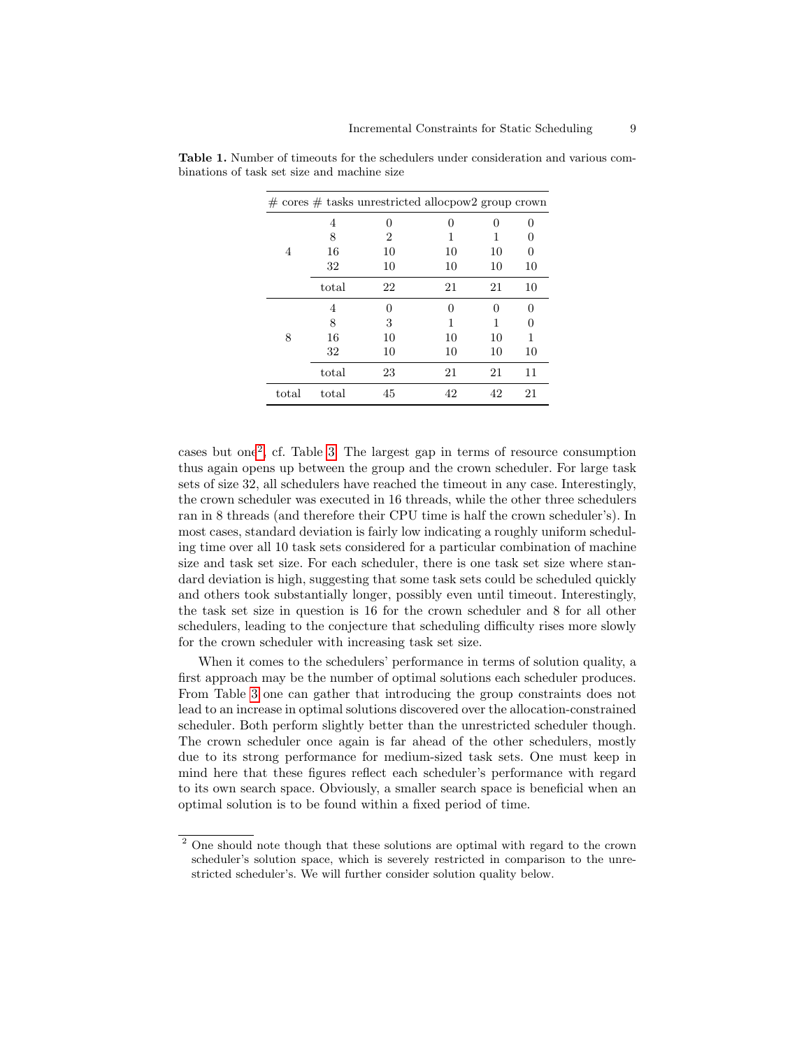**Table 1.** Number of timeouts for the schedulers under consideration and various combinations of task set size and machine size

| # cores | # tasks | unrestricted | allocpow2 | group | crown |
|---|---|---|---|---|---|
| 4 | 4 | 0 | 0 | 0 | 0 |
| | 8 | 2 | 1 | 1 | 0 |
| | 16 | 10 | 10 | 10 | 0 |
| | 32 | 10 | 10 | 10 | 10 |
| | total | 22 | 21 | 21 | 10 |
| 8 | 4 | 0 | 0 | 0 | 0 |
| | 8 | 3 | 1 | 1 | 0 |
| | 16 | 10 | 10 | 10 | 1 |
| | 32 | 10 | 10 | 10 | 10 |
| | total | 23 | 21 | 21 | 11 |
| total | total | 45 | 42 | 42 | 21 |

cases but one[2], cf. Table 3. The largest gap in terms of resource consumption thus again opens up between the group and the crown scheduler. For large task sets of size 32, all schedulers have reached the timeout in any case. Interestingly, the crown scheduler was executed in 16 threads, while the other three schedulers ran in 8 threads (and therefore their CPU time is half the crown scheduler's). In most cases, standard deviation is fairly low indicating a roughly uniform scheduling time over all 10 task sets considered for a particular combination of machine size and task set size. For each scheduler, there is one task set size where standard deviation is high, suggesting that some task sets could be scheduled quickly and others took substantially longer, possibly even until timeout. Interestingly, the task set size in question is 16 for the crown scheduler and 8 for all other schedulers, leading to the conjecture that scheduling difficulty rises more slowly for the crown scheduler with increasing task set size.

When it comes to the schedulers' performance in terms of solution quality, a first approach may be the number of optimal solutions each scheduler produces. From Table 3 one can gather that introducing the group constraints does not lead to an increase in optimal solutions discovered over the allocation-constrained scheduler. Both perform slightly better than the unrestricted scheduler though. The crown scheduler once again is far ahead of the other schedulers, mostly due to its strong performance for medium-sized task sets. One must keep in mind here that these figures reflect each scheduler's performance with regard to its own search space. Obviously, a smaller search space is beneficial when an optimal solution is to be found within a fixed period of time.

[2] One should note though that these solutions are optimal with regard to the crown scheduler's solution space, which is severely restricted in comparison to the unrestricted scheduler's. We will further consider solution quality below.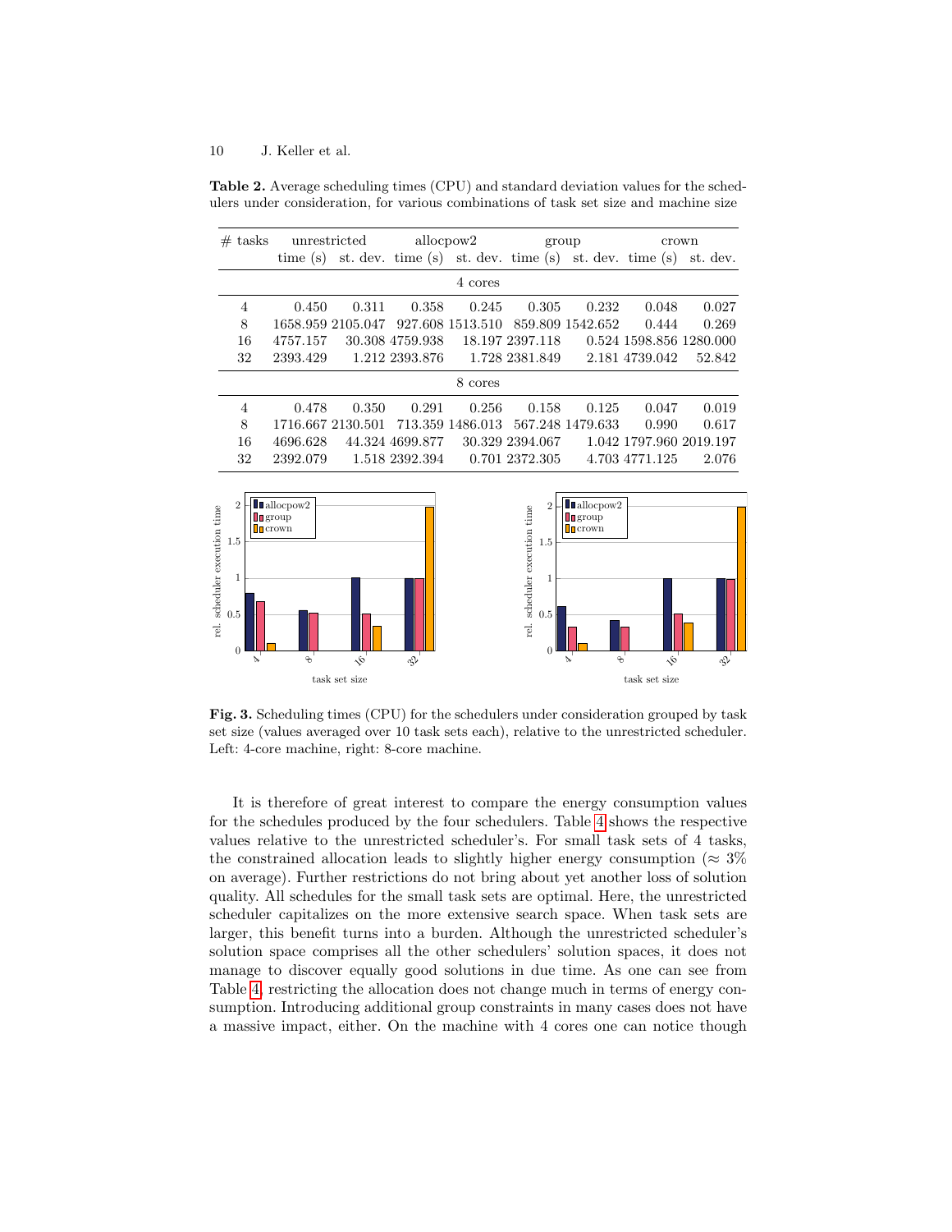**Table 2.** Average scheduling times (CPU) and standard deviation values for the schedulers under consideration, for various combinations of task set size and machine size

| # tasks | unrestricted | | allocpow2 | | group | | crown | |
|---|---|---|---|---|---|---|---|---|
| | time (s) | st. dev. | time (s) | st. dev. | time (s) | st. dev. | time (s) | st. dev. |
| | | | | 4 cores | | | | |
| 4 | 0.450 | 0.311 | 0.358 | 0.245 | 0.305 | 0.232 | 0.048 | 0.027 |
| 8 | 1658.959 | 2105.047 | 927.608 | 1513.510 | 859.809 | 1542.652 | 0.444 | 0.269 |
| 16 | 4757.157 | 30.308 | 4759.938 | 18.197 | 2397.118 | 0.524 | 1598.856 | 1280.000 |
| 32 | 2393.429 | 1.212 | 2393.876 | 1.728 | 2381.849 | 2.181 | 4739.042 | 52.842 |
| | | | | 8 cores | | | | |
| 4 | 0.478 | 0.350 | 0.291 | 0.256 | 0.158 | 0.125 | 0.047 | 0.019 |
| 8 | 1716.667 | 2130.501 | 713.359 | 1486.013 | 567.248 | 1479.633 | 0.990 | 0.617 |
| 16 | 4696.628 | 44.324 | 4699.877 | 30.329 | 2394.067 | 1.042 | 1797.960 | 2019.197 |
| 32 | 2392.079 | 1.518 | 2392.394 | 0.701 | 2372.305 | 4.703 | 4771.125 | 2.076 |

**Fig. 3.** Scheduling times (CPU) for the schedulers under consideration grouped by task set size (values averaged over 10 task sets each), relative to the unrestricted scheduler. Left: 4-core machine, right: 8-core machine.

It is therefore of great interest to compare the energy consumption values for the schedules produced by the four schedulers. Table 4 shows the respective values relative to the unrestricted scheduler's. For small task sets of 4 tasks, the constrained allocation leads to slightly higher energy consumption ($\approx 3\%$ on average). Further restrictions do not bring about yet another loss of solution quality. All schedules for the small task sets are optimal. Here, the unrestricted scheduler capitalizes on the more extensive search space. When task sets are larger, this benefit turns into a burden. Although the unrestricted scheduler's solution space comprises all the other schedulers' solution spaces, it does not manage to discover equally good solutions in due time. As one can see from Table 4, restricting the allocation does not change much in terms of energy consumption. Introducing additional group constraints in many cases does not have a massive impact, either. On the machine with 4 cores one can notice though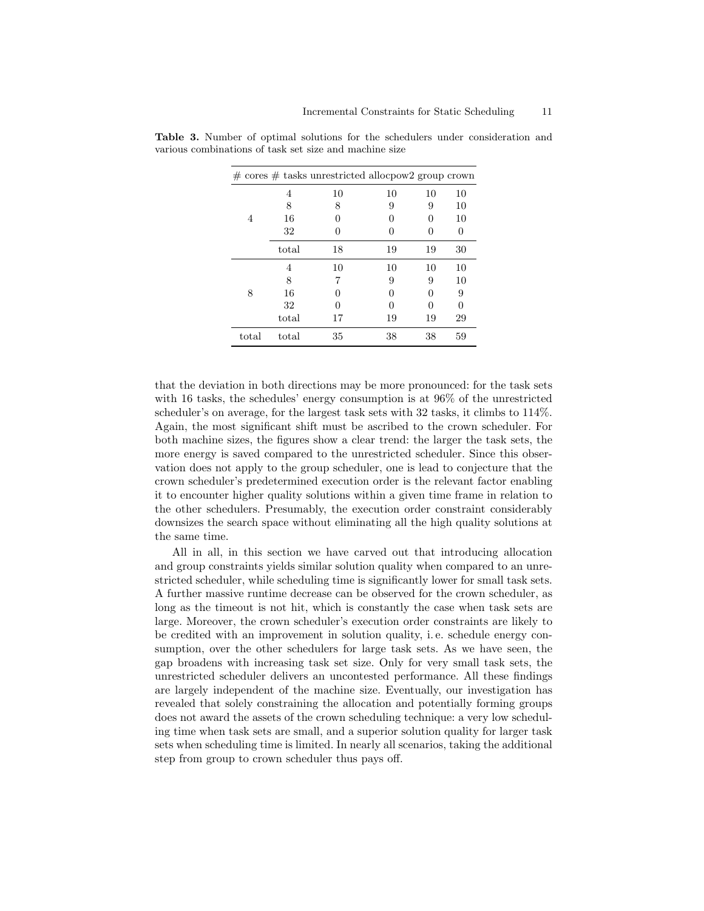**Table 3.** Number of optimal solutions for the schedulers under consideration and various combinations of task set size and machine size

| # cores | # tasks | unrestricted | allocpow2 | group | crown |
|---|---|---|---|---|---|
| 4 | 4 | 10 | 10 | 10 | 10 |
| | 8 | 8 | 9 | 9 | 10 |
| | 16 | 0 | 0 | 0 | 10 |
| | 32 | 0 | 0 | 0 | 0 |
| | total | 18 | 19 | 19 | 30 |
| 8 | 4 | 10 | 10 | 10 | 10 |
| | 8 | 7 | 9 | 9 | 10 |
| | 16 | 0 | 0 | 0 | 9 |
| | 32 | 0 | 0 | 0 | 0 |
| | total | 17 | 19 | 19 | 29 |
| total | total | 35 | 38 | 38 | 59 |

that the deviation in both directions may be more pronounced: for the task sets with 16 tasks, the schedules' energy consumption is at 96% of the unrestricted scheduler's on average, for the largest task sets with 32 tasks, it climbs to 114%. Again, the most significant shift must be ascribed to the crown scheduler. For both machine sizes, the figures show a clear trend: the larger the task sets, the more energy is saved compared to the unrestricted scheduler. Since this observation does not apply to the group scheduler, one is lead to conjecture that the crown scheduler's predetermined execution order is the relevant factor enabling it to encounter higher quality solutions within a given time frame in relation to the other schedulers. Presumably, the execution order constraint considerably downsizes the search space without eliminating all the high quality solutions at the same time.

All in all, in this section we have carved out that introducing allocation and group constraints yields similar solution quality when compared to an unrestricted scheduler, while scheduling time is significantly lower for small task sets. A further massive runtime decrease can be observed for the crown scheduler, as long as the timeout is not hit, which is constantly the case when task sets are large. Moreover, the crown scheduler's execution order constraints are likely to be credited with an improvement in solution quality, i. e. schedule energy consumption, over the other schedulers for large task sets. As we have seen, the gap broadens with increasing task set size. Only for very small task sets, the unrestricted scheduler delivers an uncontested performance. All these findings are largely independent of the machine size. Eventually, our investigation has revealed that solely constraining the allocation and potentially forming groups does not award the assets of the crown scheduling technique: a very low scheduling time when task sets are small, and a superior solution quality for larger task sets when scheduling time is limited. In nearly all scenarios, taking the additional step from group to crown scheduler thus pays off.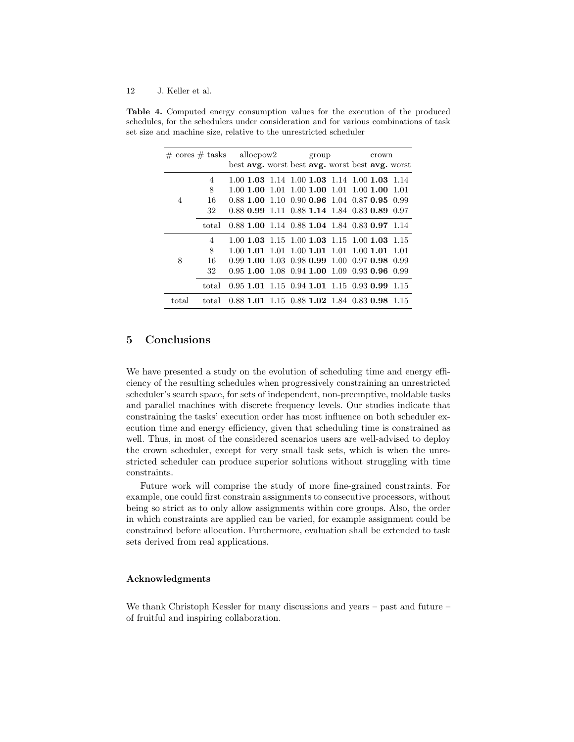**Table 4.** Computed energy consumption values for the execution of the produced schedules, for the schedulers under consideration and for various combinations of task set size and machine size, relative to the unrestricted scheduler

| # cores | # tasks | allocpow2 | | | group | | | crown | | |
|---|---|---|---|---|---|---|---|---|---|---|
| | | best | **avg.** | worst | best | **avg.** | worst | best | **avg.** | worst |
| 4 | 4 | 1.00 | **1.03** | 1.14 | 1.00 | **1.03** | 1.14 | 1.00 | **1.03** | 1.14 |
| | 8 | 1.00 | **1.00** | 1.01 | 1.00 | **1.00** | 1.01 | 1.00 | **1.00** | 1.01 |
| | 16 | 0.88 | **1.00** | 1.10 | 0.90 | **0.96** | 1.04 | 0.87 | **0.95** | 0.99 |
| | 32 | 0.88 | **0.99** | 1.11 | 0.88 | **1.14** | 1.84 | 0.83 | **0.89** | 0.97 |
| | total | 0.88 | **1.00** | 1.14 | 0.88 | **1.04** | 1.84 | 0.83 | **0.97** | 1.14 |
| 8 | 4 | 1.00 | **1.03** | 1.15 | 1.00 | **1.03** | 1.15 | 1.00 | **1.03** | 1.15 |
| | 8 | 1.00 | **1.01** | 1.01 | 1.00 | **1.01** | 1.01 | 1.00 | **1.01** | 1.01 |
| | 16 | 0.99 | **1.00** | 1.03 | 0.98 | **0.99** | 1.00 | 0.97 | **0.98** | 0.99 |
| | 32 | 0.95 | **1.00** | 1.08 | 0.94 | **1.00** | 1.09 | 0.93 | **0.96** | 0.99 |
| | total | 0.95 | **1.01** | 1.15 | 0.94 | **1.01** | 1.15 | 0.93 | **0.99** | 1.15 |
| total | total | 0.88 | **1.01** | 1.15 | 0.88 | **1.02** | 1.84 | 0.83 | **0.98** | 1.15 |

## 5 Conclusions

We have presented a study on the evolution of scheduling time and energy efficiency of the resulting schedules when progressively constraining an unrestricted scheduler's search space, for sets of independent, non-preemptive, moldable tasks and parallel machines with discrete frequency levels. Our studies indicate that constraining the tasks' execution order has most influence on both scheduler execution time and energy efficiency, given that scheduling time is constrained as well. Thus, in most of the considered scenarios users are well-advised to deploy the crown scheduler, except for very small task sets, which is when the unrestricted scheduler can produce superior solutions without struggling with time constraints.

Future work will comprise the study of more fine-grained constraints. For example, one could first constrain assignments to consecutive processors, without being so strict as to only allow assignments within core groups. Also, the order in which constraints are applied can be varied, for example assignment could be constrained before allocation. Furthermore, evaluation shall be extended to task sets derived from real applications.

### Acknowledgments

We thank Christoph Kessler for many discussions and years – past and future – of fruitful and inspiring collaboration.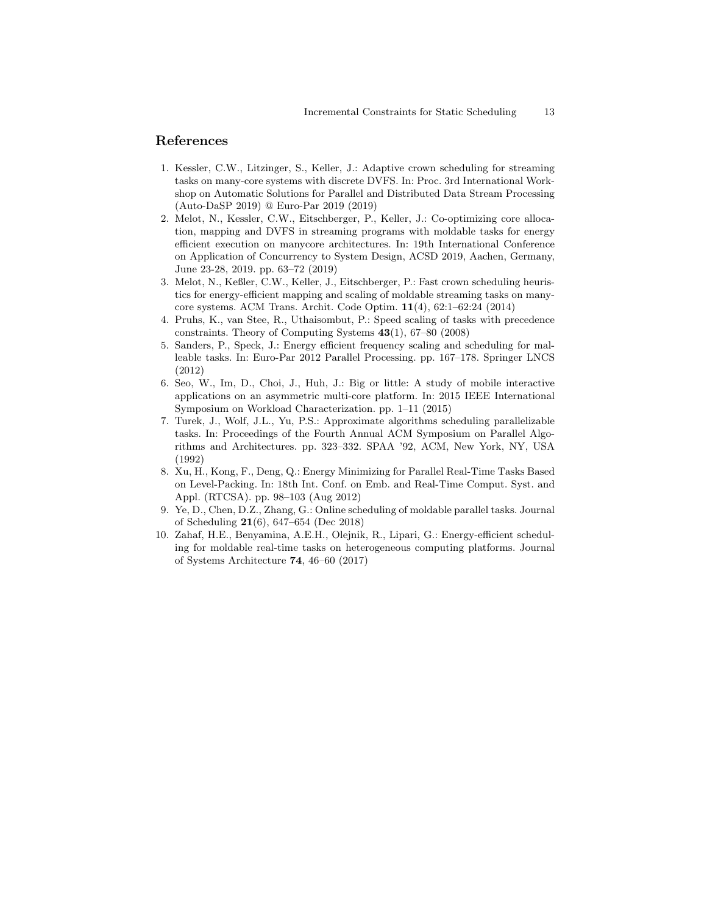# References

1. Kessler, C.W., Litzinger, S., Keller, J.: Adaptive crown scheduling for streaming tasks on many-core systems with discrete DVFS. In: Proc. 3rd International Workshop on Automatic Solutions for Parallel and Distributed Data Stream Processing (Auto-DaSP 2019) @ Euro-Par 2019 (2019)
2. Melot, N., Kessler, C.W., Eitschberger, P., Keller, J.: Co-optimizing core allocation, mapping and DVFS in streaming programs with moldable tasks for energy efficient execution on manycore architectures. In: 19th International Conference on Application of Concurrency to System Design, ACSD 2019, Aachen, Germany, June 23-28, 2019. pp. 63–72 (2019)
3. Melot, N., Keßler, C.W., Keller, J., Eitschberger, P.: Fast crown scheduling heuristics for energy-efficient mapping and scaling of moldable streaming tasks on many-core systems. ACM Trans. Archit. Code Optim. **11**(4), 62:1–62:24 (2014)
4. Pruhs, K., van Stee, R., Uthaisombut, P.: Speed scaling of tasks with precedence constraints. Theory of Computing Systems **43**(1), 67–80 (2008)
5. Sanders, P., Speck, J.: Energy efficient frequency scaling and scheduling for malleable tasks. In: Euro-Par 2012 Parallel Processing. pp. 167–178. Springer LNCS (2012)
6. Seo, W., Im, D., Choi, J., Huh, J.: Big or little: A study of mobile interactive applications on an asymmetric multi-core platform. In: 2015 IEEE International Symposium on Workload Characterization. pp. 1–11 (2015)
7. Turek, J., Wolf, J.L., Yu, P.S.: Approximate algorithms scheduling parallelizable tasks. In: Proceedings of the Fourth Annual ACM Symposium on Parallel Algorithms and Architectures. pp. 323–332. SPAA '92, ACM, New York, NY, USA (1992)
8. Xu, H., Kong, F., Deng, Q.: Energy Minimizing for Parallel Real-Time Tasks Based on Level-Packing. In: 18th Int. Conf. on Emb. and Real-Time Comput. Syst. and Appl. (RTCSA). pp. 98–103 (Aug 2012)
9. Ye, D., Chen, D.Z., Zhang, G.: Online scheduling of moldable parallel tasks. Journal of Scheduling **21**(6), 647–654 (Dec 2018)
10. Zahaf, H.E., Benyamina, A.E.H., Olejnik, R., Lipari, G.: Energy-efficient scheduling for moldable real-time tasks on heterogeneous computing platforms. Journal of Systems Architecture **74**, 46–60 (2017)